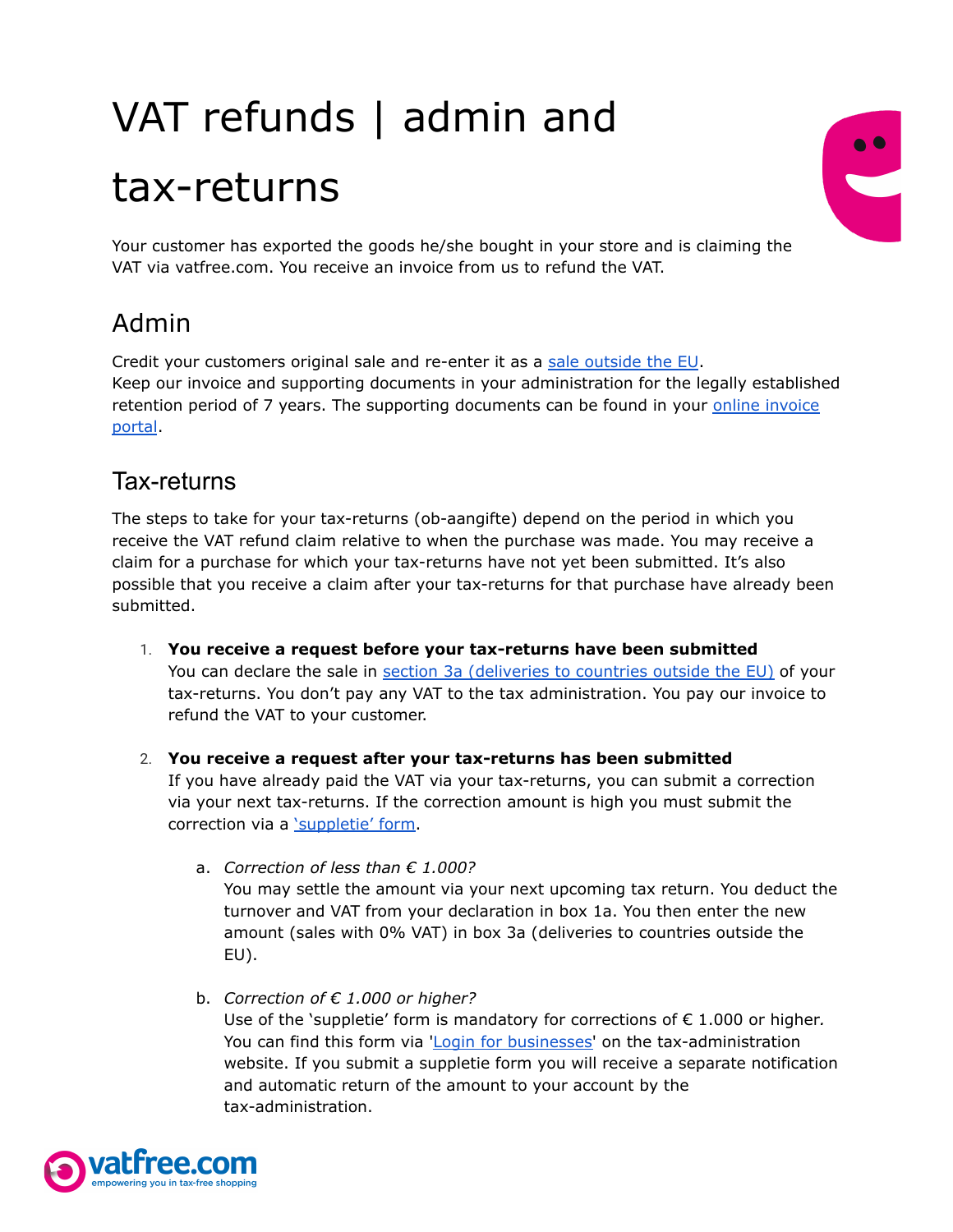# VAT refunds | admin and tax-returns

Your customer has exported the goods he/she bought in your store and is claiming the VAT via vatfree.com. You receive an invoice from us to refund the VAT.

## Admin

Credit your customers original sale and re-enter it as a sale outside the EU.
Keep our invoice and supporting documents in your administration for the legally established retention period of 7 years. The supporting documents can be found in your online invoice portal.

## Tax-returns

The steps to take for your tax-returns (ob-aangifte) depend on the period in which you receive the VAT refund claim relative to when the purchase was made. You may receive a claim for a purchase for which your tax-returns have not yet been submitted. It's also possible that you receive a claim after your tax-returns for that purchase have already been submitted.

1. **You receive a request before your tax-returns have been submitted**
   You can declare the sale in section 3a (deliveries to countries outside the EU) of your tax-returns. You don't pay any VAT to the tax administration. You pay our invoice to refund the VAT to your customer.

2. **You receive a request after your tax-returns has been submitted**
   If you have already paid the VAT via your tax-returns, you can submit a correction via your next tax-returns. If the correction amount is high you must submit the correction via a 'suppletie' form.

   a. *Correction of less than € 1.000?*
      You may settle the amount via your next upcoming tax return. You deduct the turnover and VAT from your declaration in box 1a. You then enter the new amount (sales with 0% VAT) in box 3a (deliveries to countries outside the EU).

   b. *Correction of € 1.000 or higher?*
      Use of the 'suppletie' form is mandatory for corrections of € 1.000 or higher. You can find this form via 'Login for businesses' on the tax-administration website. If you submit a suppletie form you will receive a separate notification and automatic return of the amount to your account by the tax-administration.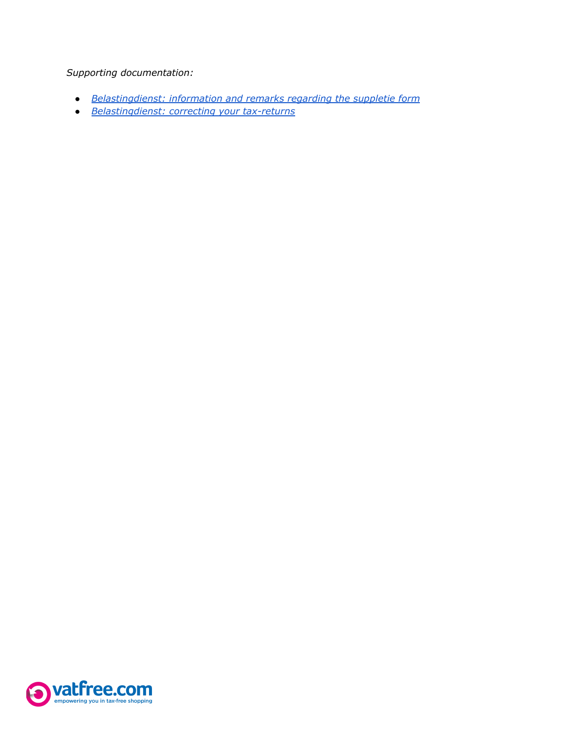*Supporting documentation:*

- *Belastingdienst: information and remarks regarding the suppletie form*
- *Belastingdienst: correcting your tax-returns*